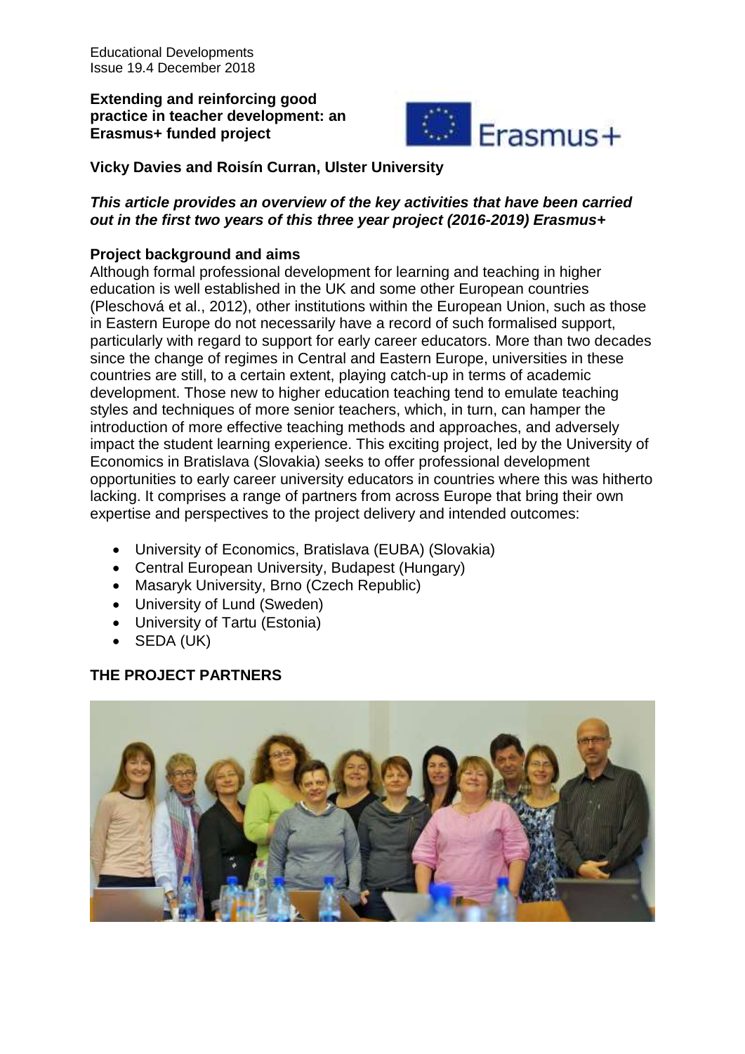**Extending and reinforcing good practice in teacher development: an Erasmus+ funded project**

**Vicky Davies and Roisín Curran, Ulster University**

***This article provides an overview of the key activities that have been carried out in the first two years of this three year project (2016-2019) Erasmus+***

**Project background and aims**

Although formal professional development for learning and teaching in higher education is well established in the UK and some other European countries (Pleschová et al., 2012), other institutions within the European Union, such as those in Eastern Europe do not necessarily have a record of such formalised support, particularly with regard to support for early career educators. More than two decades since the change of regimes in Central and Eastern Europe, universities in these countries are still, to a certain extent, playing catch-up in terms of academic development. Those new to higher education teaching tend to emulate teaching styles and techniques of more senior teachers, which, in turn, can hamper the introduction of more effective teaching methods and approaches, and adversely impact the student learning experience. This exciting project, led by the University of Economics in Bratislava (Slovakia) seeks to offer professional development opportunities to early career university educators in countries where this was hitherto lacking. It comprises a range of partners from across Europe that bring their own expertise and perspectives to the project delivery and intended outcomes:

- University of Economics, Bratislava (EUBA) (Slovakia)
- Central European University, Budapest (Hungary)
- Masaryk University, Brno (Czech Republic)
- University of Lund (Sweden)
- University of Tartu (Estonia)
- SEDA (UK)

**THE PROJECT PARTNERS**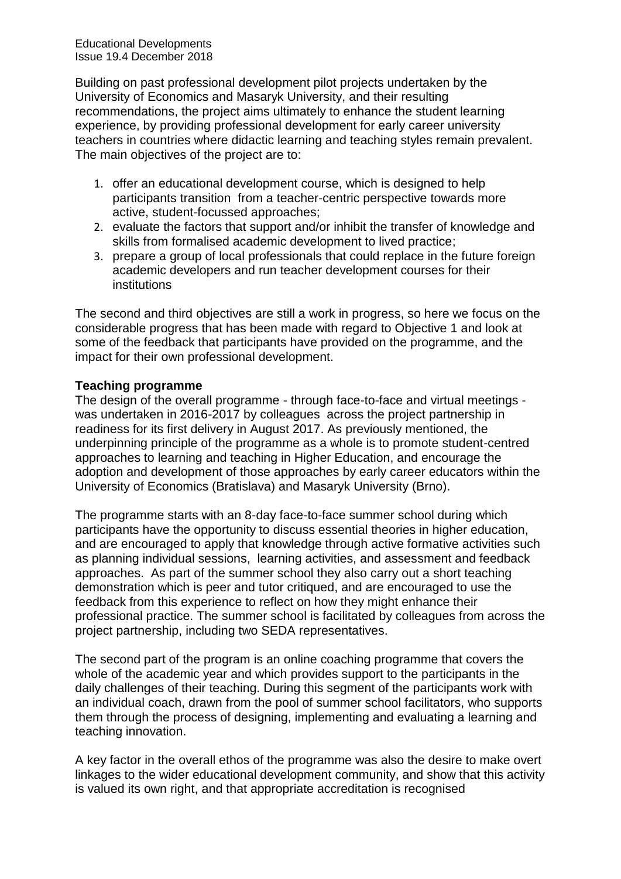Building on past professional development pilot projects undertaken by the University of Economics and Masaryk University, and their resulting recommendations, the project aims ultimately to enhance the student learning experience, by providing professional development for early career university teachers in countries where didactic learning and teaching styles remain prevalent. The main objectives of the project are to:

1. offer an educational development course, which is designed to help participants transition from a teacher-centric perspective towards more active, student-focussed approaches;
2. evaluate the factors that support and/or inhibit the transfer of knowledge and skills from formalised academic development to lived practice;
3. prepare a group of local professionals that could replace in the future foreign academic developers and run teacher development courses for their institutions

The second and third objectives are still a work in progress, so here we focus on the considerable progress that has been made with regard to Objective 1 and look at some of the feedback that participants have provided on the programme, and the impact for their own professional development.

**Teaching programme**

The design of the overall programme - through face-to-face and virtual meetings - was undertaken in 2016-2017 by colleagues across the project partnership in readiness for its first delivery in August 2017. As previously mentioned, the underpinning principle of the programme as a whole is to promote student-centred approaches to learning and teaching in Higher Education, and encourage the adoption and development of those approaches by early career educators within the University of Economics (Bratislava) and Masaryk University (Brno).

The programme starts with an 8-day face-to-face summer school during which participants have the opportunity to discuss essential theories in higher education, and are encouraged to apply that knowledge through active formative activities such as planning individual sessions, learning activities, and assessment and feedback approaches. As part of the summer school they also carry out a short teaching demonstration which is peer and tutor critiqued, and are encouraged to use the feedback from this experience to reflect on how they might enhance their professional practice. The summer school is facilitated by colleagues from across the project partnership, including two SEDA representatives.

The second part of the program is an online coaching programme that covers the whole of the academic year and which provides support to the participants in the daily challenges of their teaching. During this segment of the participants work with an individual coach, drawn from the pool of summer school facilitators, who supports them through the process of designing, implementing and evaluating a learning and teaching innovation.

A key factor in the overall ethos of the programme was also the desire to make overt linkages to the wider educational development community, and show that this activity is valued its own right, and that appropriate accreditation is recognised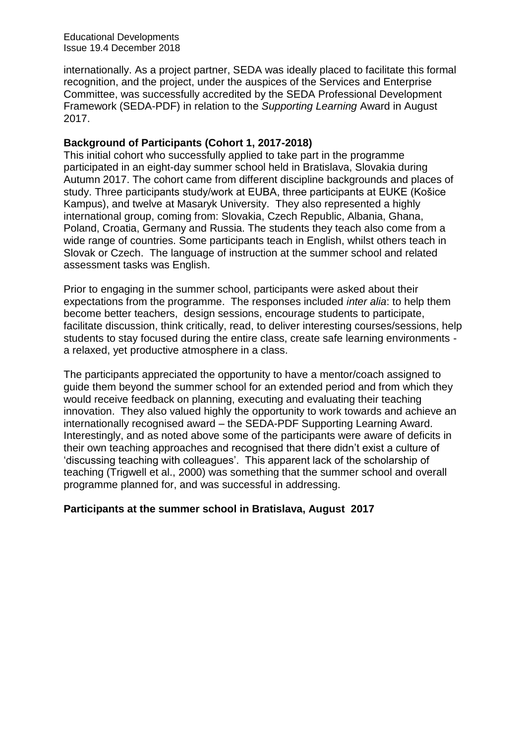internationally. As a project partner, SEDA was ideally placed to facilitate this formal recognition, and the project, under the auspices of the Services and Enterprise Committee, was successfully accredited by the SEDA Professional Development Framework (SEDA-PDF) in relation to the *Supporting Learning* Award in August 2017.

**Background of Participants (Cohort 1, 2017-2018)**

This initial cohort who successfully applied to take part in the programme participated in an eight-day summer school held in Bratislava, Slovakia during Autumn 2017. The cohort came from different discipline backgrounds and places of study. Three participants study/work at EUBA, three participants at EUKE (Košice Kampus), and twelve at Masaryk University. They also represented a highly international group, coming from: Slovakia, Czech Republic, Albania, Ghana, Poland, Croatia, Germany and Russia. The students they teach also come from a wide range of countries. Some participants teach in English, whilst others teach in Slovak or Czech. The language of instruction at the summer school and related assessment tasks was English.

Prior to engaging in the summer school, participants were asked about their expectations from the programme. The responses included *inter alia*: to help them become better teachers, design sessions, encourage students to participate, facilitate discussion, think critically, read, to deliver interesting courses/sessions, help students to stay focused during the entire class, create safe learning environments - a relaxed, yet productive atmosphere in a class.

The participants appreciated the opportunity to have a mentor/coach assigned to guide them beyond the summer school for an extended period and from which they would receive feedback on planning, executing and evaluating their teaching innovation. They also valued highly the opportunity to work towards and achieve an internationally recognised award – the SEDA-PDF Supporting Learning Award. Interestingly, and as noted above some of the participants were aware of deficits in their own teaching approaches and recognised that there didn't exist a culture of 'discussing teaching with colleagues'. This apparent lack of the scholarship of teaching (Trigwell et al., 2000) was something that the summer school and overall programme planned for, and was successful in addressing.

**Participants at the summer school in Bratislava, August 2017**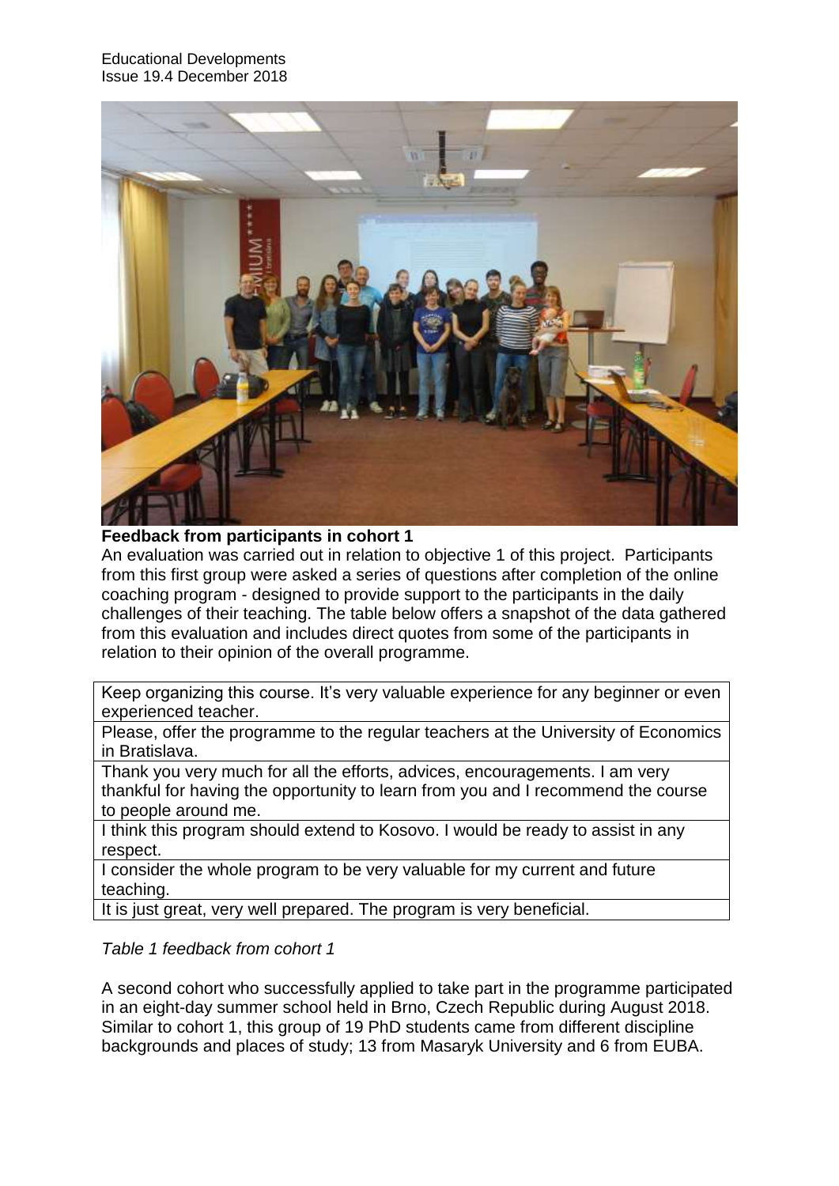**Feedback from participants in cohort 1**

An evaluation was carried out in relation to objective 1 of this project. Participants from this first group were asked a series of questions after completion of the online coaching program - designed to provide support to the participants in the daily challenges of their teaching. The table below offers a snapshot of the data gathered from this evaluation and includes direct quotes from some of the participants in relation to their opinion of the overall programme.

| Keep organizing this course. It's very valuable experience for any beginner or even experienced teacher. |
|---|
| Please, offer the programme to the regular teachers at the University of Economics in Bratislava. |
| Thank you very much for all the efforts, advices, encouragements. I am very thankful for having the opportunity to learn from you and I recommend the course to people around me. |
| I think this program should extend to Kosovo. I would be ready to assist in any respect. |
| I consider the whole program to be very valuable for my current and future teaching. |
| It is just great, very well prepared. The program is very beneficial. |

*Table 1 feedback from cohort 1*

A second cohort who successfully applied to take part in the programme participated in an eight-day summer school held in Brno, Czech Republic during August 2018. Similar to cohort 1, this group of 19 PhD students came from different discipline backgrounds and places of study; 13 from Masaryk University and 6 from EUBA.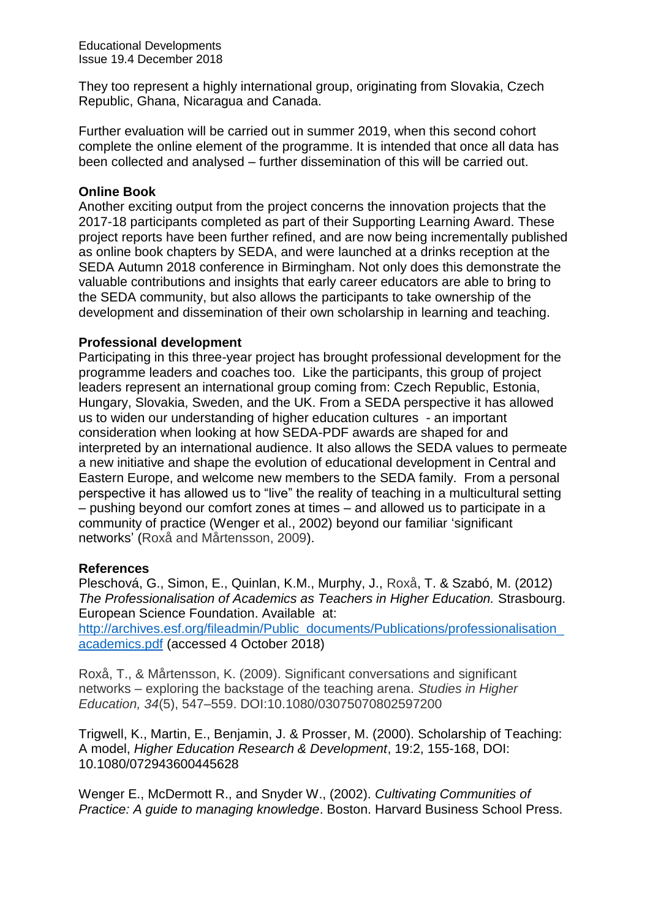They too represent a highly international group, originating from Slovakia, Czech Republic, Ghana, Nicaragua and Canada.

Further evaluation will be carried out in summer 2019, when this second cohort complete the online element of the programme. It is intended that once all data has been collected and analysed – further dissemination of this will be carried out.

**Online Book**

Another exciting output from the project concerns the innovation projects that the 2017-18 participants completed as part of their Supporting Learning Award. These project reports have been further refined, and are now being incrementally published as online book chapters by SEDA, and were launched at a drinks reception at the SEDA Autumn 2018 conference in Birmingham. Not only does this demonstrate the valuable contributions and insights that early career educators are able to bring to the SEDA community, but also allows the participants to take ownership of the development and dissemination of their own scholarship in learning and teaching.

**Professional development**

Participating in this three-year project has brought professional development for the programme leaders and coaches too. Like the participants, this group of project leaders represent an international group coming from: Czech Republic, Estonia, Hungary, Slovakia, Sweden, and the UK. From a SEDA perspective it has allowed us to widen our understanding of higher education cultures - an important consideration when looking at how SEDA-PDF awards are shaped for and interpreted by an international audience. It also allows the SEDA values to permeate a new initiative and shape the evolution of educational development in Central and Eastern Europe, and welcome new members to the SEDA family. From a personal perspective it has allowed us to "live" the reality of teaching in a multicultural setting – pushing beyond our comfort zones at times – and allowed us to participate in a community of practice (Wenger et al., 2002) beyond our familiar 'significant networks' (Roxå and Mårtensson, 2009).

**References**

Pleschová, G., Simon, E., Quinlan, K.M., Murphy, J., Roxå, T. & Szabó, M. (2012) *The Professionalisation of Academics as Teachers in Higher Education.* Strasbourg. European Science Foundation. Available at: http://archives.esf.org/fileadmin/Public_documents/Publications/professionalisation_academics.pdf (accessed 4 October 2018)

Roxå, T., & Mårtensson, K. (2009). Significant conversations and significant networks – exploring the backstage of the teaching arena. *Studies in Higher Education, 34*(5), 547–559. DOI:10.1080/03075070802597200

Trigwell, K., Martin, E., Benjamin, J. & Prosser, M. (2000). Scholarship of Teaching: A model, *Higher Education Research & Development*, 19:2, 155-168, DOI: 10.1080/072943600445628

Wenger E., McDermott R., and Snyder W., (2002). *Cultivating Communities of Practice: A guide to managing knowledge*. Boston. Harvard Business School Press.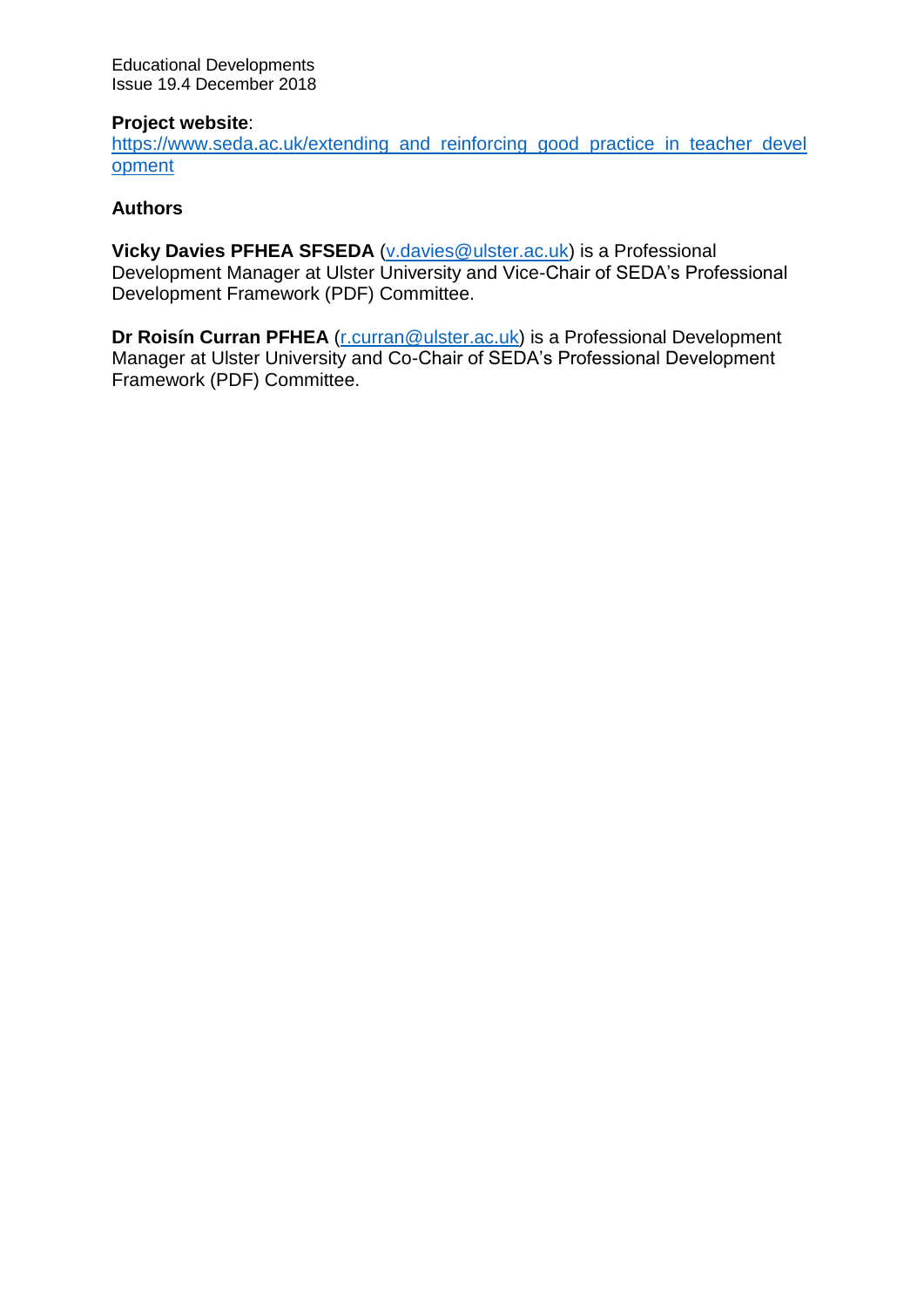**Project website**:
https://www.seda.ac.uk/extending_and_reinforcing_good_practice_in_teacher_development

**Authors**

**Vicky Davies PFHEA SFSEDA** (v.davies@ulster.ac.uk) is a Professional Development Manager at Ulster University and Vice-Chair of SEDA's Professional Development Framework (PDF) Committee.

**Dr Roisín Curran PFHEA** (r.curran@ulster.ac.uk) is a Professional Development Manager at Ulster University and Co-Chair of SEDA's Professional Development Framework (PDF) Committee.